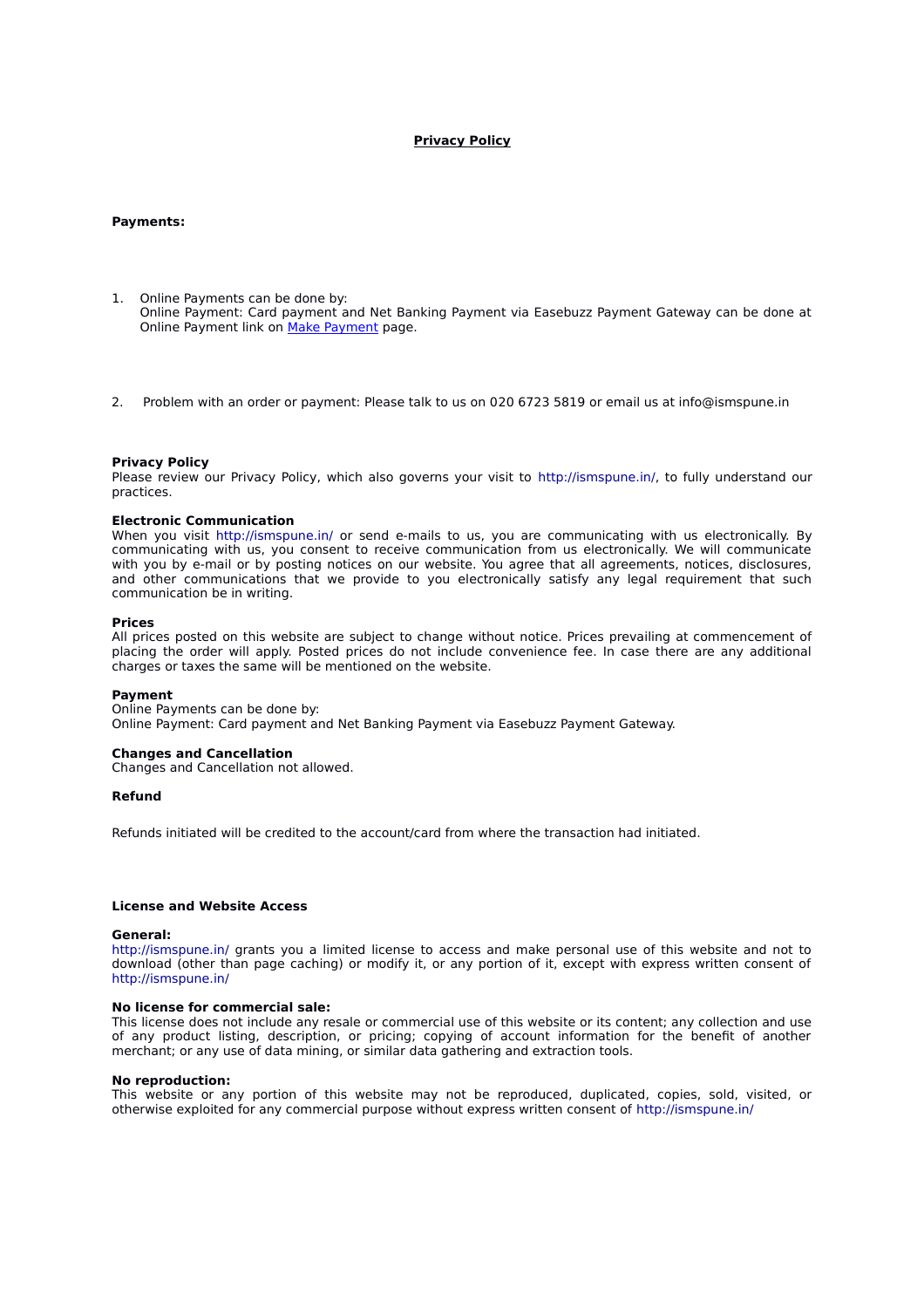# Privacy Policy

**Payments:**

1. Online Payments can be done by:
   Online Payment: Card payment and Net Banking Payment via Easebuzz Payment Gateway can be done at Online Payment link on Make Payment page.

2. Problem with an order or payment: Please talk to us on 020 6723 5819 or email us at info@ismspune.in

**Privacy Policy**
Please review our Privacy Policy, which also governs your visit to http://ismspune.in/, to fully understand our practices.

**Electronic Communication**
When you visit http://ismspune.in/ or send e-mails to us, you are communicating with us electronically. By communicating with us, you consent to receive communication from us electronically. We will communicate with you by e-mail or by posting notices on our website. You agree that all agreements, notices, disclosures, and other communications that we provide to you electronically satisfy any legal requirement that such communication be in writing.

**Prices**
All prices posted on this website are subject to change without notice. Prices prevailing at commencement of placing the order will apply. Posted prices do not include convenience fee. In case there are any additional charges or taxes the same will be mentioned on the website.

**Payment**
Online Payments can be done by:
Online Payment: Card payment and Net Banking Payment via Easebuzz Payment Gateway.

**Changes and Cancellation**
Changes and Cancellation not allowed.

**Refund**

Refunds initiated will be credited to the account/card from where the transaction had initiated.

**License and Website Access**

**General:**
http://ismspune.in/ grants you a limited license to access and make personal use of this website and not to download (other than page caching) or modify it, or any portion of it, except with express written consent of http://ismspune.in/

**No license for commercial sale:**
This license does not include any resale or commercial use of this website or its content; any collection and use of any product listing, description, or pricing; copying of account information for the benefit of another merchant; or any use of data mining, or similar data gathering and extraction tools.

**No reproduction:**
This website or any portion of this website may not be reproduced, duplicated, copies, sold, visited, or otherwise exploited for any commercial purpose without express written consent of http://ismspune.in/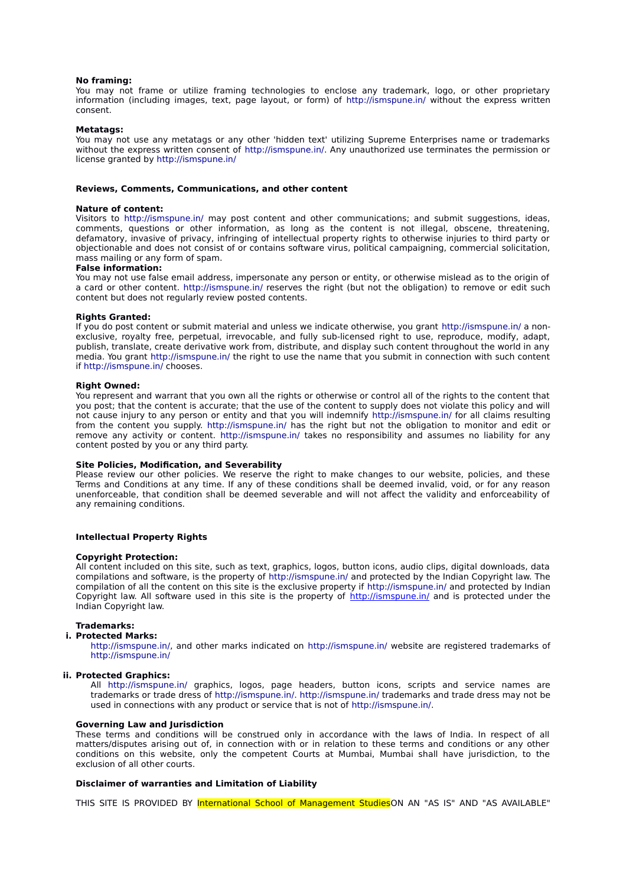**No framing:**
You may not frame or utilize framing technologies to enclose any trademark, logo, or other proprietary information (including images, text, page layout, or form) of http://ismspune.in/ without the express written consent.

**Metatags:**
You may not use any metatags or any other 'hidden text' utilizing Supreme Enterprises name or trademarks without the express written consent of http://ismspune.in/. Any unauthorized use terminates the permission or license granted by http://ismspune.in/

**Reviews, Comments, Communications, and other content**

**Nature of content:**
Visitors to http://ismspune.in/ may post content and other communications; and submit suggestions, ideas, comments, questions or other information, as long as the content is not illegal, obscene, threatening, defamatory, invasive of privacy, infringing of intellectual property rights to otherwise injuries to third party or objectionable and does not consist of or contains software virus, political campaigning, commercial solicitation, mass mailing or any form of spam.

**False information:**
You may not use false email address, impersonate any person or entity, or otherwise mislead as to the origin of a card or other content. http://ismspune.in/ reserves the right (but not the obligation) to remove or edit such content but does not regularly review posted contents.

**Rights Granted:**
If you do post content or submit material and unless we indicate otherwise, you grant http://ismspune.in/ a non-exclusive, royalty free, perpetual, irrevocable, and fully sub-licensed right to use, reproduce, modify, adapt, publish, translate, create derivative work from, distribute, and display such content throughout the world in any media. You grant http://ismspune.in/ the right to use the name that you submit in connection with such content if http://ismspune.in/ chooses.

**Right Owned:**
You represent and warrant that you own all the rights or otherwise or control all of the rights to the content that you post; that the content is accurate; that the use of the content to supply does not violate this policy and will not cause injury to any person or entity and that you will indemnify http://ismspune.in/ for all claims resulting from the content you supply. http://ismspune.in/ has the right but not the obligation to monitor and edit or remove any activity or content. http://ismspune.in/ takes no responsibility and assumes no liability for any content posted by you or any third party.

**Site Policies, Modification, and Severability**
Please review our other policies. We reserve the right to make changes to our website, policies, and these Terms and Conditions at any time. If any of these conditions shall be deemed invalid, void, or for any reason unenforceable, that condition shall be deemed severable and will not affect the validity and enforceability of any remaining conditions.

**Intellectual Property Rights**

**Copyright Protection:**
All content included on this site, such as text, graphics, logos, button icons, audio clips, digital downloads, data compilations and software, is the property of http://ismspune.in/ and protected by the Indian Copyright law. The compilation of all the content on this site is the exclusive property if http://ismspune.in/ and protected by Indian Copyright law. All software used in this site is the property of http://ismspune.in/ and is protected under the Indian Copyright law.

**Trademarks:**

i. **Protected Marks:**
   http://ismspune.in/, and other marks indicated on http://ismspune.in/ website are registered trademarks of http://ismspune.in/

ii. **Protected Graphics:**
   All http://ismspune.in/ graphics, logos, page headers, button icons, scripts and service names are trademarks or trade dress of http://ismspune.in/. http://ismspune.in/ trademarks and trade dress may not be used in connections with any product or service that is not of http://ismspune.in/.

**Governing Law and Jurisdiction**
These terms and conditions will be construed only in accordance with the laws of India. In respect of all matters/disputes arising out of, in connection with or in relation to these terms and conditions or any other conditions on this website, only the competent Courts at Mumbai, Mumbai shall have jurisdiction, to the exclusion of all other courts.

**Disclaimer of warranties and Limitation of Liability**

THIS SITE IS PROVIDED BY International School of Management StudiesON AN "AS IS" AND "AS AVAILABLE"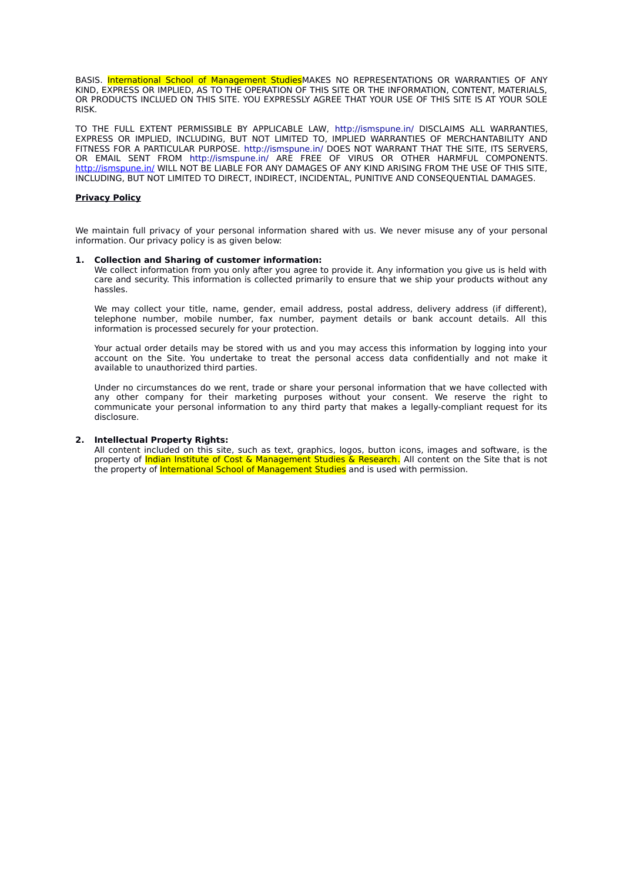BASIS. International School of Management StudiesMAKES NO REPRESENTATIONS OR WARRANTIES OF ANY KIND, EXPRESS OR IMPLIED, AS TO THE OPERATION OF THIS SITE OR THE INFORMATION, CONTENT, MATERIALS, OR PRODUCTS INCLUED ON THIS SITE. YOU EXPRESSLY AGREE THAT YOUR USE OF THIS SITE IS AT YOUR SOLE RISK.

TO THE FULL EXTENT PERMISSIBLE BY APPLICABLE LAW, http://ismspune.in/ DISCLAIMS ALL WARRANTIES, EXPRESS OR IMPLIED, INCLUDING, BUT NOT LIMITED TO, IMPLIED WARRANTIES OF MERCHANTABILITY AND FITNESS FOR A PARTICULAR PURPOSE. http://ismspune.in/ DOES NOT WARRANT THAT THE SITE, ITS SERVERS, OR EMAIL SENT FROM http://ismspune.in/ ARE FREE OF VIRUS OR OTHER HARMFUL COMPONENTS. http://ismspune.in/ WILL NOT BE LIABLE FOR ANY DAMAGES OF ANY KIND ARISING FROM THE USE OF THIS SITE, INCLUDING, BUT NOT LIMITED TO DIRECT, INDIRECT, INCIDENTAL, PUNITIVE AND CONSEQUENTIAL DAMAGES.

**Privacy Policy**

We maintain full privacy of your personal information shared with us. We never misuse any of your personal information. Our privacy policy is as given below:

1. **Collection and Sharing of customer information:**
   We collect information from you only after you agree to provide it. Any information you give us is held with care and security. This information is collected primarily to ensure that we ship your products without any hassles.

   We may collect your title, name, gender, email address, postal address, delivery address (if different), telephone number, mobile number, fax number, payment details or bank account details. All this information is processed securely for your protection.

   Your actual order details may be stored with us and you may access this information by logging into your account on the Site. You undertake to treat the personal access data confidentially and not make it available to unauthorized third parties.

   Under no circumstances do we rent, trade or share your personal information that we have collected with any other company for their marketing purposes without your consent. We reserve the right to communicate your personal information to any third party that makes a legally-compliant request for its disclosure.

2. **Intellectual Property Rights:**
   All content included on this site, such as text, graphics, logos, button icons, images and software, is the property of Indian Institute of Cost & Management Studies & Research. All content on the Site that is not the property of International School of Management Studies and is used with permission.